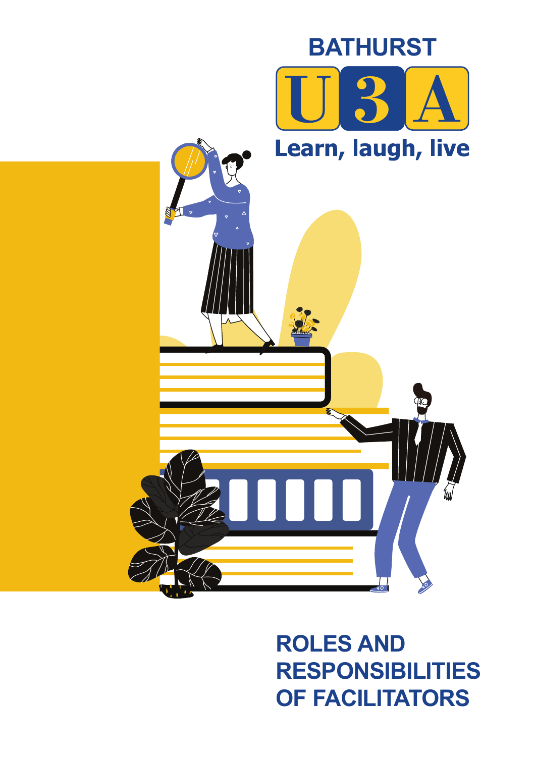BATHURST

U3A

Learn, laugh, live

# ROLES AND RESPONSIBILITIES OF FACILITATORS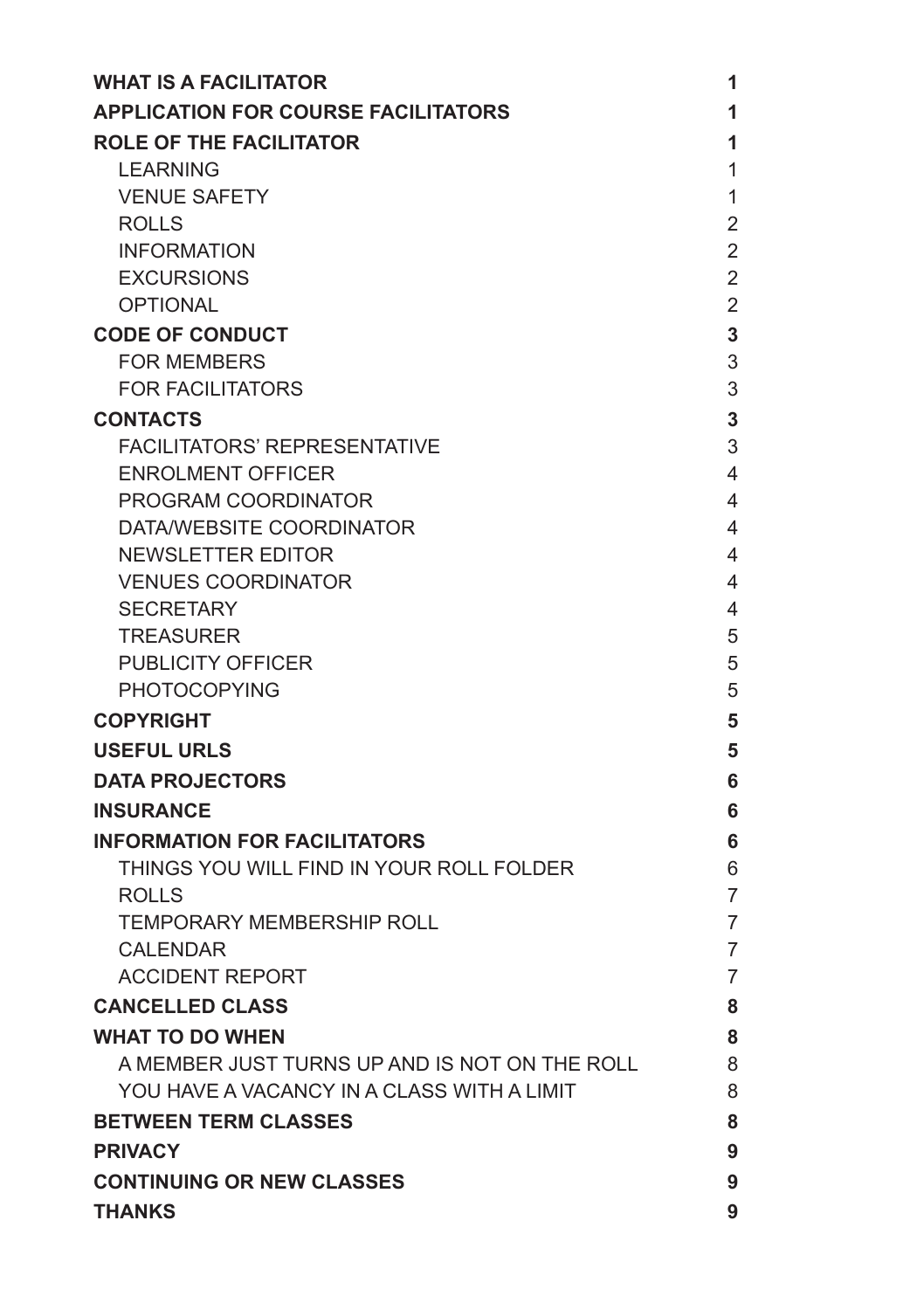| | |
|---|---|
| **WHAT IS A FACILITATOR** | **1** |
| **APPLICATION FOR COURSE FACILITATORS** | **1** |
| **ROLE OF THE FACILITATOR** | **1** |
| LEARNING | 1 |
| VENUE SAFETY | 1 |
| ROLLS | 2 |
| INFORMATION | 2 |
| EXCURSIONS | 2 |
| OPTIONAL | 2 |
| **CODE OF CONDUCT** | **3** |
| FOR MEMBERS | 3 |
| FOR FACILITATORS | 3 |
| **CONTACTS** | **3** |
| FACILITATORS' REPRESENTATIVE | 3 |
| ENROLMENT OFFICER | 4 |
| PROGRAM COORDINATOR | 4 |
| DATA/WEBSITE COORDINATOR | 4 |
| NEWSLETTER EDITOR | 4 |
| VENUES COORDINATOR | 4 |
| SECRETARY | 4 |
| TREASURER | 5 |
| PUBLICITY OFFICER | 5 |
| PHOTOCOPYING | 5 |
| **COPYRIGHT** | **5** |
| **USEFUL URLS** | **5** |
| **DATA PROJECTORS** | **6** |
| **INSURANCE** | **6** |
| **INFORMATION FOR FACILITATORS** | **6** |
| THINGS YOU WILL FIND IN YOUR ROLL FOLDER | 6 |
| ROLLS | 7 |
| TEMPORARY MEMBERSHIP ROLL | 7 |
| CALENDAR | 7 |
| ACCIDENT REPORT | 7 |
| **CANCELLED CLASS** | **8** |
| **WHAT TO DO WHEN** | **8** |
| A MEMBER JUST TURNS UP AND IS NOT ON THE ROLL | 8 |
| YOU HAVE A VACANCY IN A CLASS WITH A LIMIT | 8 |
| **BETWEEN TERM CLASSES** | **8** |
| **PRIVACY** | **9** |
| **CONTINUING OR NEW CLASSES** | **9** |
| **THANKS** | **9** |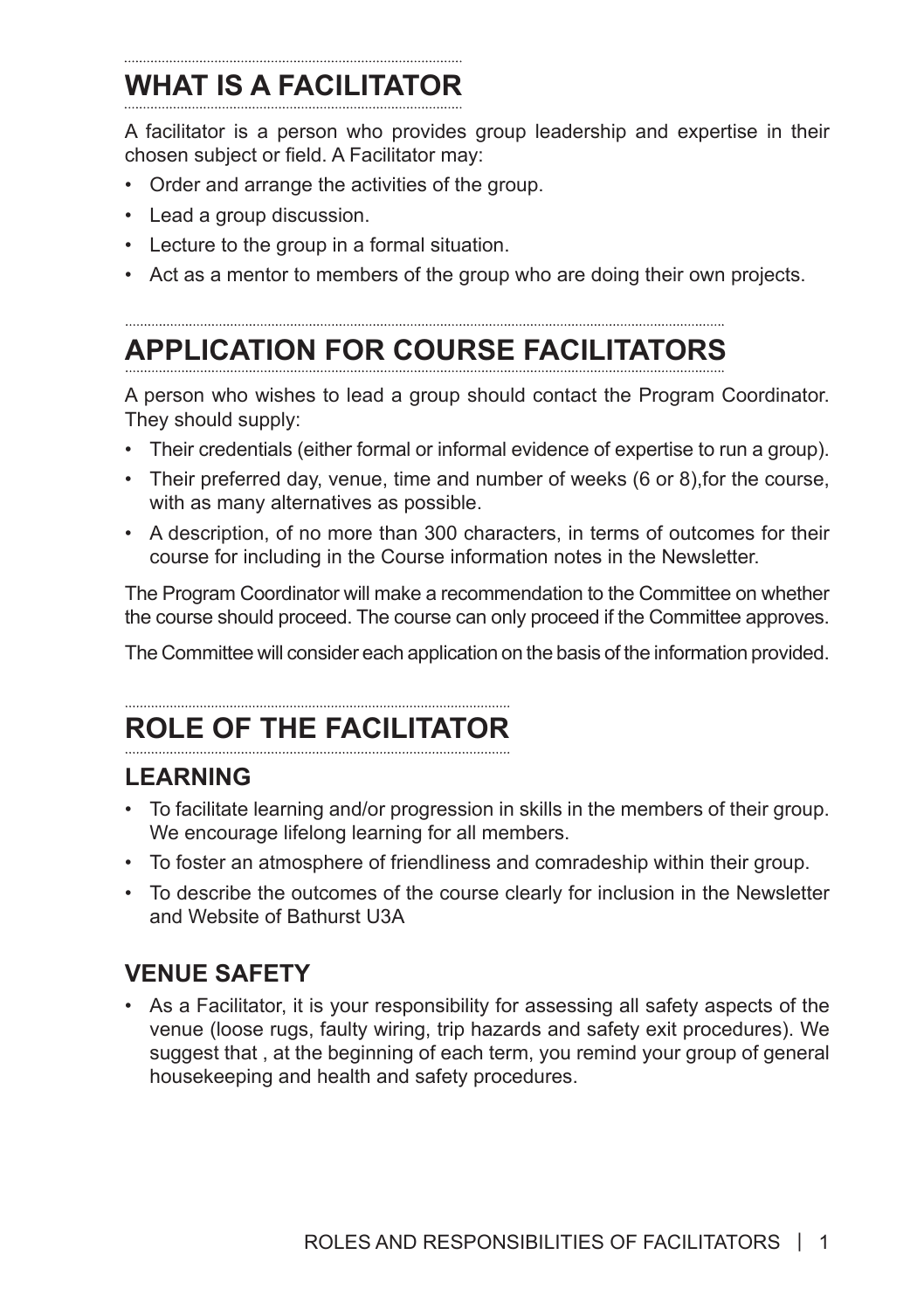## WHAT IS A FACILITATOR

A facilitator is a person who provides group leadership and expertise in their chosen subject or field. A Facilitator may:

- Order and arrange the activities of the group.
- Lead a group discussion.
- Lecture to the group in a formal situation.
- Act as a mentor to members of the group who are doing their own projects.

## APPLICATION FOR COURSE FACILITATORS

A person who wishes to lead a group should contact the Program Coordinator. They should supply:

- Their credentials (either formal or informal evidence of expertise to run a group).
- Their preferred day, venue, time and number of weeks (6 or 8),for the course, with as many alternatives as possible.
- A description, of no more than 300 characters, in terms of outcomes for their course for including in the Course information notes in the Newsletter.

The Program Coordinator will make a recommendation to the Committee on whether the course should proceed. The course can only proceed if the Committee approves.

The Committee will consider each application on the basis of the information provided.

## ROLE OF THE FACILITATOR

### LEARNING

- To facilitate learning and/or progression in skills in the members of their group. We encourage lifelong learning for all members.
- To foster an atmosphere of friendliness and comradeship within their group.
- To describe the outcomes of the course clearly for inclusion in the Newsletter and Website of Bathurst U3A

### VENUE SAFETY

- As a Facilitator, it is your responsibility for assessing all safety aspects of the venue (loose rugs, faulty wiring, trip hazards and safety exit procedures). We suggest that , at the beginning of each term, you remind your group of general housekeeping and health and safety procedures.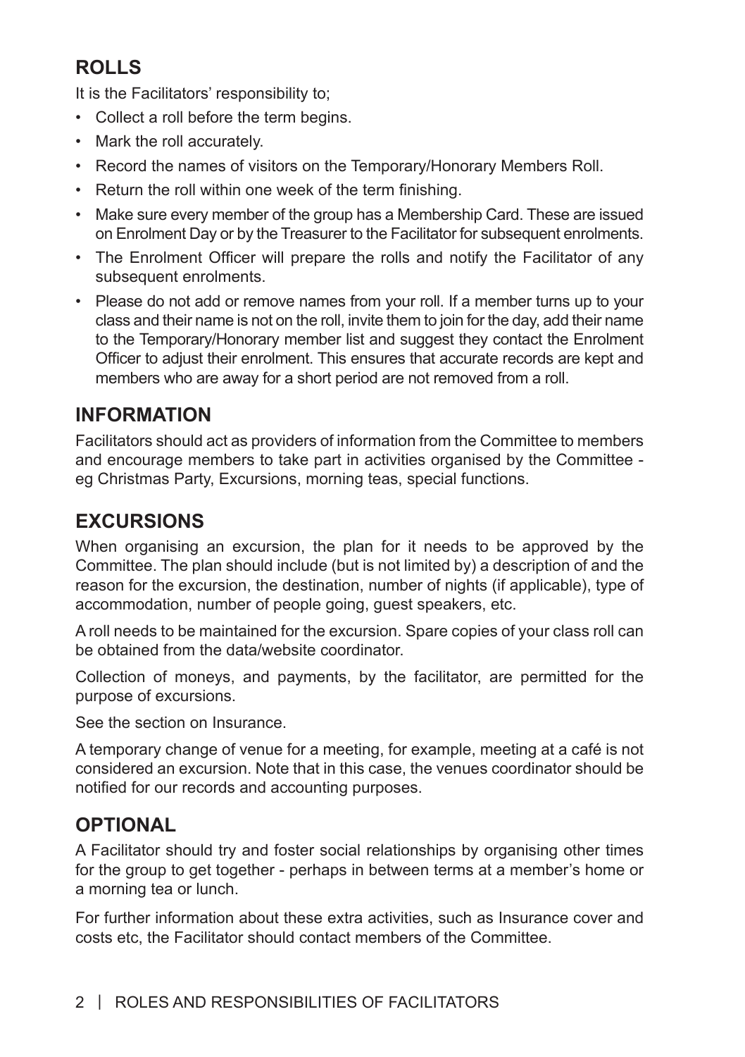## ROLLS

It is the Facilitators' responsibility to;

- Collect a roll before the term begins.
- Mark the roll accurately.
- Record the names of visitors on the Temporary/Honorary Members Roll.
- Return the roll within one week of the term finishing.
- Make sure every member of the group has a Membership Card. These are issued on Enrolment Day or by the Treasurer to the Facilitator for subsequent enrolments.
- The Enrolment Officer will prepare the rolls and notify the Facilitator of any subsequent enrolments.
- Please do not add or remove names from your roll. If a member turns up to your class and their name is not on the roll, invite them to join for the day, add their name to the Temporary/Honorary member list and suggest they contact the Enrolment Officer to adjust their enrolment. This ensures that accurate records are kept and members who are away for a short period are not removed from a roll.

## INFORMATION

Facilitators should act as providers of information from the Committee to members and encourage members to take part in activities organised by the Committee - eg Christmas Party, Excursions, morning teas, special functions.

## EXCURSIONS

When organising an excursion, the plan for it needs to be approved by the Committee. The plan should include (but is not limited by) a description of and the reason for the excursion, the destination, number of nights (if applicable), type of accommodation, number of people going, guest speakers, etc.

A roll needs to be maintained for the excursion. Spare copies of your class roll can be obtained from the data/website coordinator.

Collection of moneys, and payments, by the facilitator, are permitted for the purpose of excursions.

See the section on Insurance.

A temporary change of venue for a meeting, for example, meeting at a café is not considered an excursion. Note that in this case, the venues coordinator should be notified for our records and accounting purposes.

## OPTIONAL

A Facilitator should try and foster social relationships by organising other times for the group to get together - perhaps in between terms at a member's home or a morning tea or lunch.

For further information about these extra activities, such as Insurance cover and costs etc, the Facilitator should contact members of the Committee.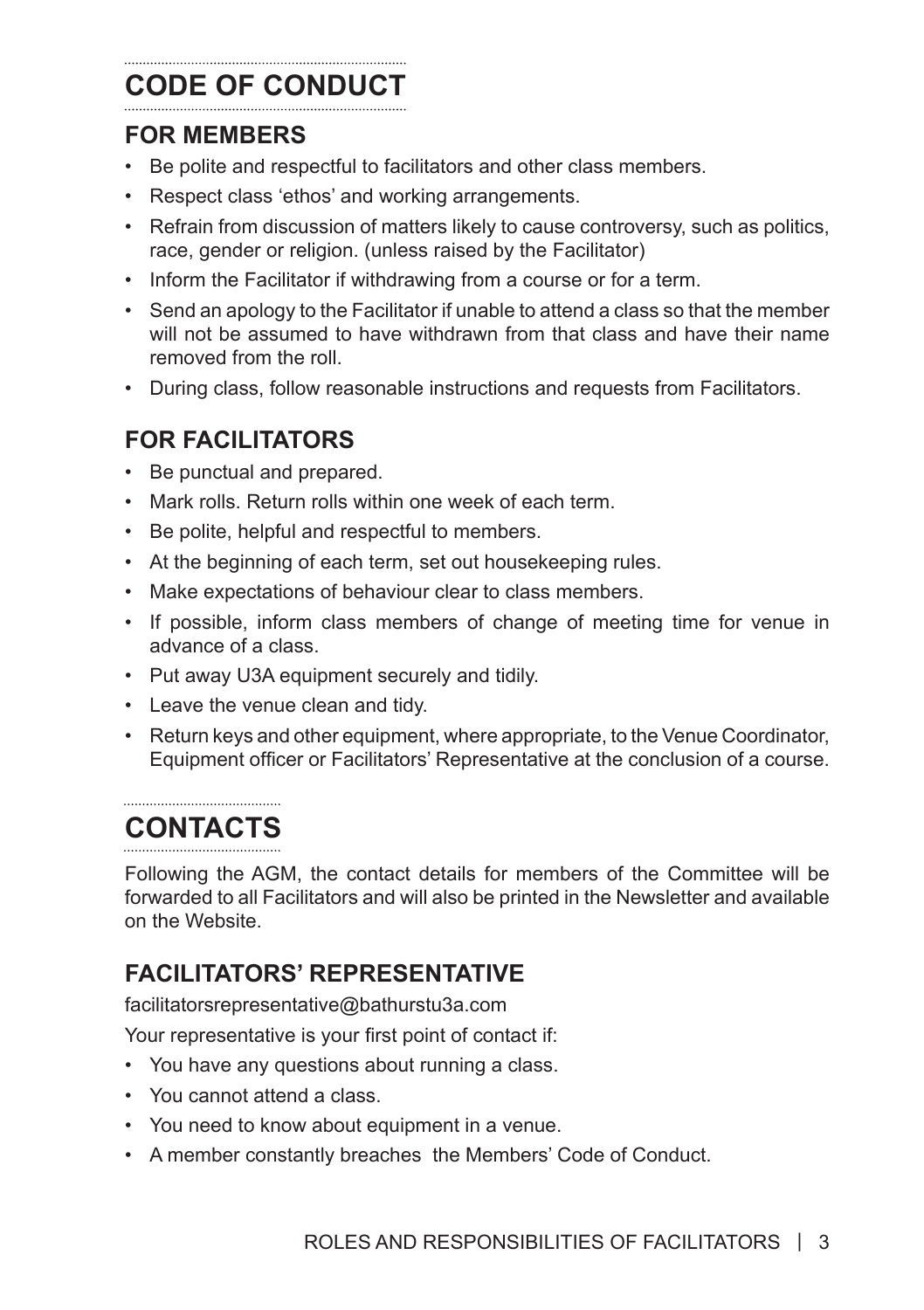# CODE OF CONDUCT

## FOR MEMBERS

- Be polite and respectful to facilitators and other class members.
- Respect class 'ethos' and working arrangements.
- Refrain from discussion of matters likely to cause controversy, such as politics, race, gender or religion. (unless raised by the Facilitator)
- Inform the Facilitator if withdrawing from a course or for a term.
- Send an apology to the Facilitator if unable to attend a class so that the member will not be assumed to have withdrawn from that class and have their name removed from the roll.
- During class, follow reasonable instructions and requests from Facilitators.

## FOR FACILITATORS

- Be punctual and prepared.
- Mark rolls. Return rolls within one week of each term.
- Be polite, helpful and respectful to members.
- At the beginning of each term, set out housekeeping rules.
- Make expectations of behaviour clear to class members.
- If possible, inform class members of change of meeting time for venue in advance of a class.
- Put away U3A equipment securely and tidily.
- Leave the venue clean and tidy.
- Return keys and other equipment, where appropriate, to the Venue Coordinator, Equipment officer or Facilitators' Representative at the conclusion of a course.

# CONTACTS

Following the AGM, the contact details for members of the Committee will be forwarded to all Facilitators and will also be printed in the Newsletter and available on the Website.

## FACILITATORS' REPRESENTATIVE

facilitatorsrepresentative@bathurstu3a.com

Your representative is your first point of contact if:

- You have any questions about running a class.
- You cannot attend a class.
- You need to know about equipment in a venue.
- A member constantly breaches the Members' Code of Conduct.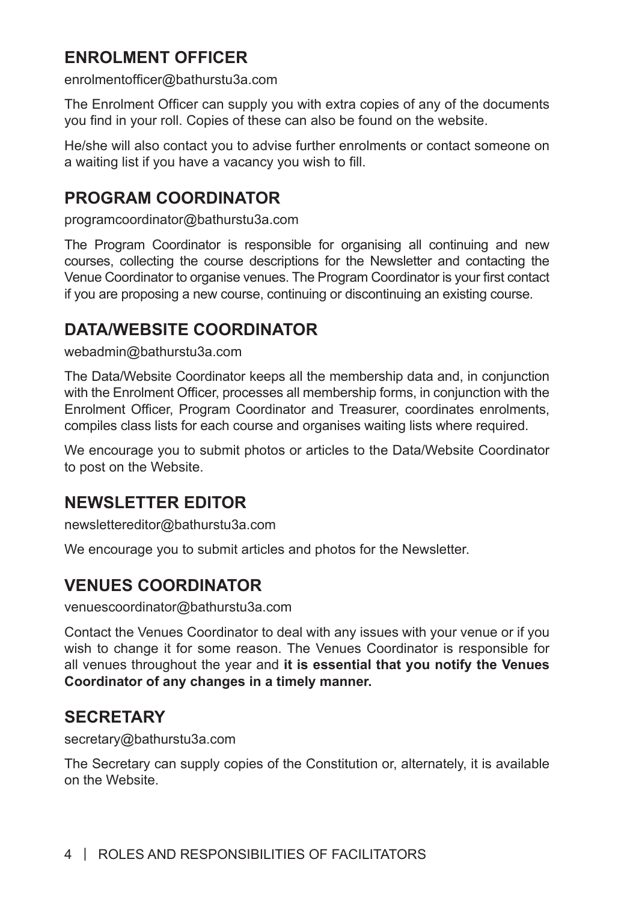## ENROLMENT OFFICER

enrolmentofficer@bathurstu3a.com

The Enrolment Officer can supply you with extra copies of any of the documents you find in your roll. Copies of these can also be found on the website.

He/she will also contact you to advise further enrolments or contact someone on a waiting list if you have a vacancy you wish to fill.

## PROGRAM COORDINATOR

programcoordinator@bathurstu3a.com

The Program Coordinator is responsible for organising all continuing and new courses, collecting the course descriptions for the Newsletter and contacting the Venue Coordinator to organise venues. The Program Coordinator is your first contact if you are proposing a new course, continuing or discontinuing an existing course.

## DATA/WEBSITE COORDINATOR

webadmin@bathurstu3a.com

The Data/Website Coordinator keeps all the membership data and, in conjunction with the Enrolment Officer, processes all membership forms, in conjunction with the Enrolment Officer, Program Coordinator and Treasurer, coordinates enrolments, compiles class lists for each course and organises waiting lists where required.

We encourage you to submit photos or articles to the Data/Website Coordinator to post on the Website.

## NEWSLETTER EDITOR

newslettereditor@bathurstu3a.com

We encourage you to submit articles and photos for the Newsletter.

## VENUES COORDINATOR

venuescoordinator@bathurstu3a.com

Contact the Venues Coordinator to deal with any issues with your venue or if you wish to change it for some reason. The Venues Coordinator is responsible for all venues throughout the year and **it is essential that you notify the Venues Coordinator of any changes in a timely manner.**

## SECRETARY

secretary@bathurstu3a.com

The Secretary can supply copies of the Constitution or, alternately, it is available on the Website.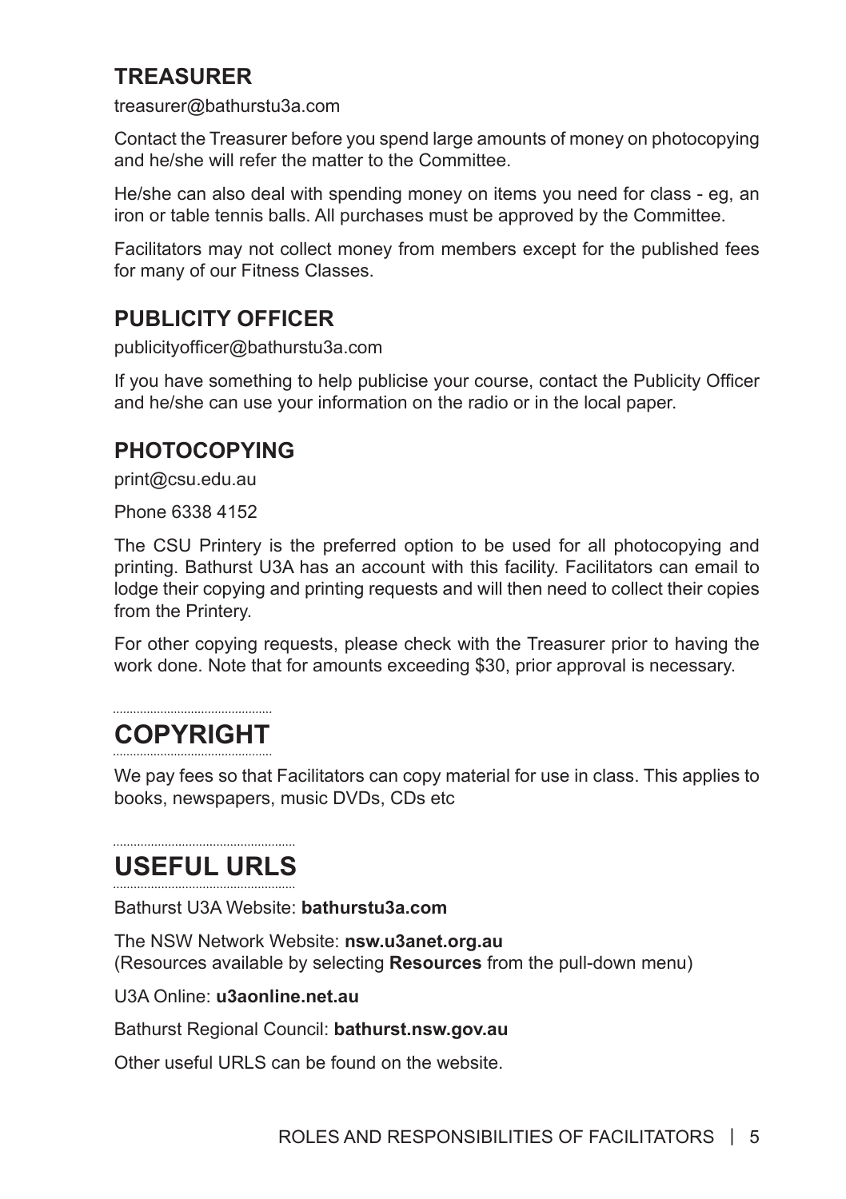### TREASURER

treasurer@bathurstu3a.com

Contact the Treasurer before you spend large amounts of money on photocopying and he/she will refer the matter to the Committee.

He/she can also deal with spending money on items you need for class - eg, an iron or table tennis balls. All purchases must be approved by the Committee.

Facilitators may not collect money from members except for the published fees for many of our Fitness Classes.

### PUBLICITY OFFICER

publicityofficer@bathurstu3a.com

If you have something to help publicise your course, contact the Publicity Officer and he/she can use your information on the radio or in the local paper.

### PHOTOCOPYING

print@csu.edu.au

Phone 6338 4152

The CSU Printery is the preferred option to be used for all photocopying and printing. Bathurst U3A has an account with this facility. Facilitators can email to lodge their copying and printing requests and will then need to collect their copies from the Printery.

For other copying requests, please check with the Treasurer prior to having the work done. Note that for amounts exceeding $30, prior approval is necessary.

## COPYRIGHT

We pay fees so that Facilitators can copy material for use in class. This applies to books, newspapers, music DVDs, CDs etc

## USEFUL URLS

Bathurst U3A Website: **bathurstu3a.com**

The NSW Network Website: **nsw.u3anet.org.au**
(Resources available by selecting **Resources** from the pull-down menu)

U3A Online: **u3aonline.net.au**

Bathurst Regional Council: **bathurst.nsw.gov.au**

Other useful URLS can be found on the website.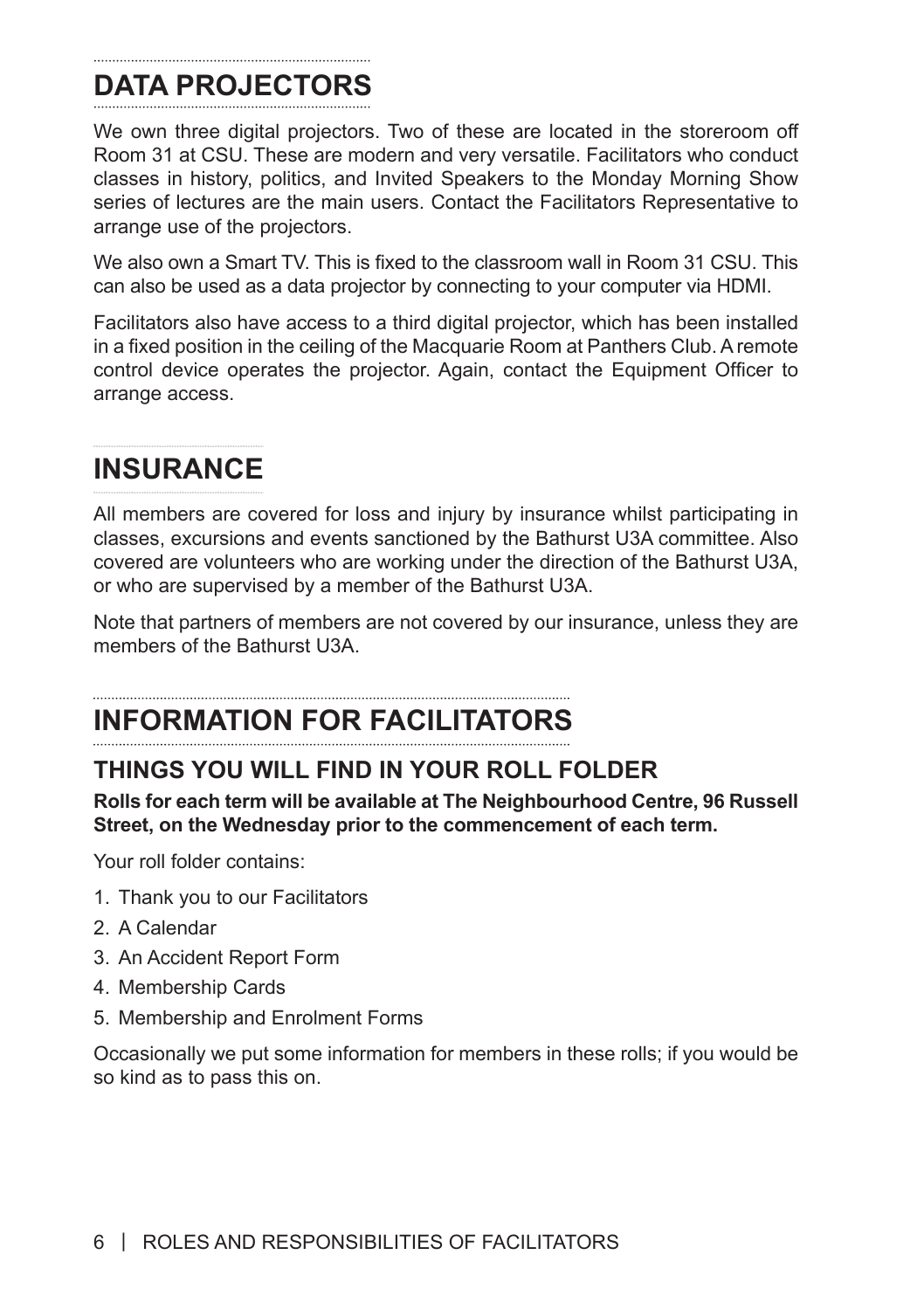## DATA PROJECTORS

We own three digital projectors. Two of these are located in the storeroom off Room 31 at CSU. These are modern and very versatile. Facilitators who conduct classes in history, politics, and Invited Speakers to the Monday Morning Show series of lectures are the main users. Contact the Facilitators Representative to arrange use of the projectors.

We also own a Smart TV. This is fixed to the classroom wall in Room 31 CSU. This can also be used as a data projector by connecting to your computer via HDMI.

Facilitators also have access to a third digital projector, which has been installed in a fixed position in the ceiling of the Macquarie Room at Panthers Club. A remote control device operates the projector. Again, contact the Equipment Officer to arrange access.

## INSURANCE

All members are covered for loss and injury by insurance whilst participating in classes, excursions and events sanctioned by the Bathurst U3A committee. Also covered are volunteers who are working under the direction of the Bathurst U3A, or who are supervised by a member of the Bathurst U3A.

Note that partners of members are not covered by our insurance, unless they are members of the Bathurst U3A.

## INFORMATION FOR FACILITATORS

### THINGS YOU WILL FIND IN YOUR ROLL FOLDER

**Rolls for each term will be available at The Neighbourhood Centre, 96 Russell Street, on the Wednesday prior to the commencement of each term.**

Your roll folder contains:

1. Thank you to our Facilitators
2. A Calendar
3. An Accident Report Form
4. Membership Cards
5. Membership and Enrolment Forms

Occasionally we put some information for members in these rolls; if you would be so kind as to pass this on.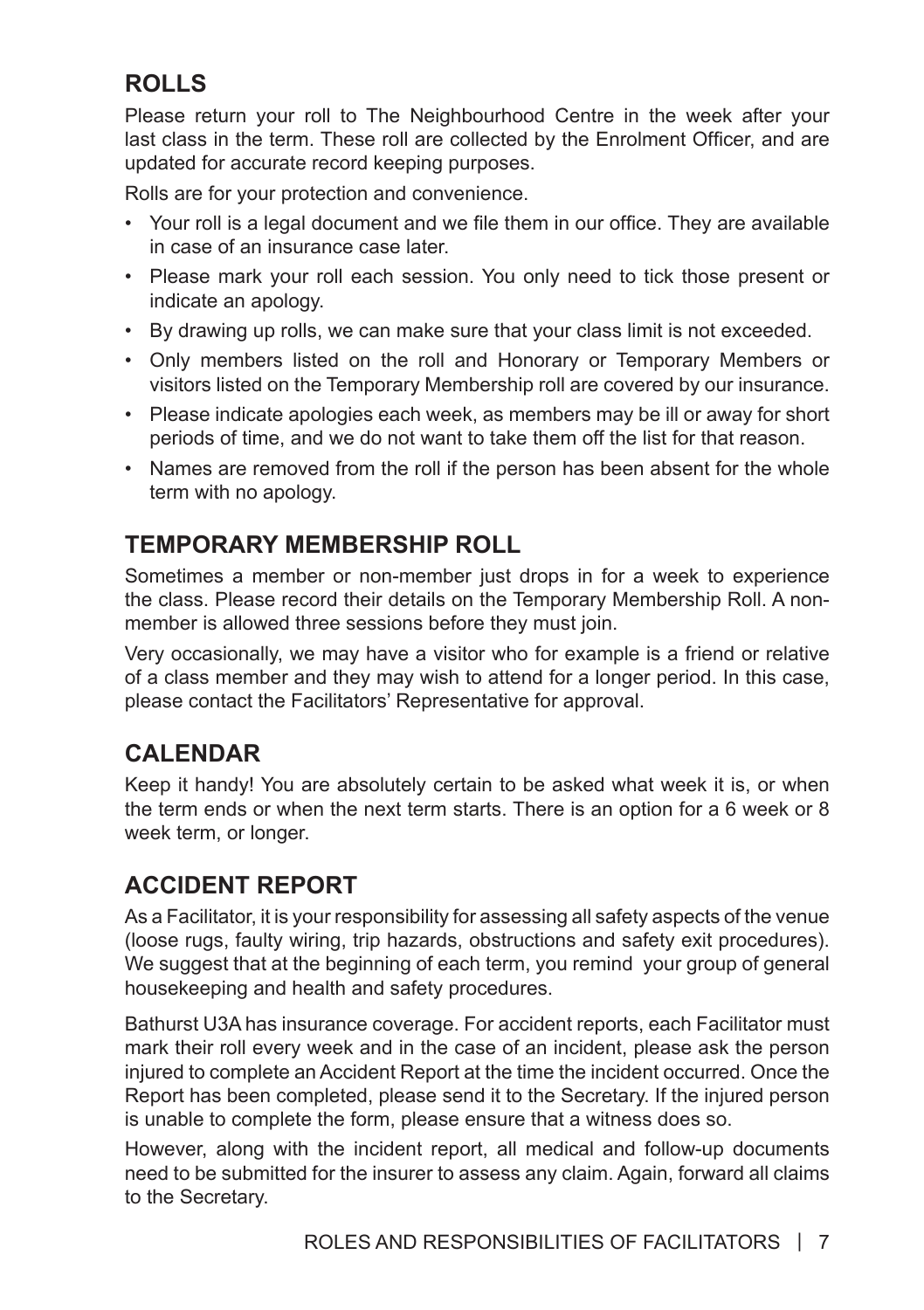## ROLLS

Please return your roll to The Neighbourhood Centre in the week after your last class in the term. These roll are collected by the Enrolment Officer, and are updated for accurate record keeping purposes.

Rolls are for your protection and convenience.

- Your roll is a legal document and we file them in our office. They are available in case of an insurance case later.
- Please mark your roll each session. You only need to tick those present or indicate an apology.
- By drawing up rolls, we can make sure that your class limit is not exceeded.
- Only members listed on the roll and Honorary or Temporary Members or visitors listed on the Temporary Membership roll are covered by our insurance.
- Please indicate apologies each week, as members may be ill or away for short periods of time, and we do not want to take them off the list for that reason.
- Names are removed from the roll if the person has been absent for the whole term with no apology.

## TEMPORARY MEMBERSHIP ROLL

Sometimes a member or non-member just drops in for a week to experience the class. Please record their details on the Temporary Membership Roll. A non-member is allowed three sessions before they must join.

Very occasionally, we may have a visitor who for example is a friend or relative of a class member and they may wish to attend for a longer period. In this case, please contact the Facilitators' Representative for approval.

## CALENDAR

Keep it handy! You are absolutely certain to be asked what week it is, or when the term ends or when the next term starts. There is an option for a 6 week or 8 week term, or longer.

## ACCIDENT REPORT

As a Facilitator, it is your responsibility for assessing all safety aspects of the venue (loose rugs, faulty wiring, trip hazards, obstructions and safety exit procedures). We suggest that at the beginning of each term, you remind your group of general housekeeping and health and safety procedures.

Bathurst U3A has insurance coverage. For accident reports, each Facilitator must mark their roll every week and in the case of an incident, please ask the person injured to complete an Accident Report at the time the incident occurred. Once the Report has been completed, please send it to the Secretary. If the injured person is unable to complete the form, please ensure that a witness does so.

However, along with the incident report, all medical and follow-up documents need to be submitted for the insurer to assess any claim. Again, forward all claims to the Secretary.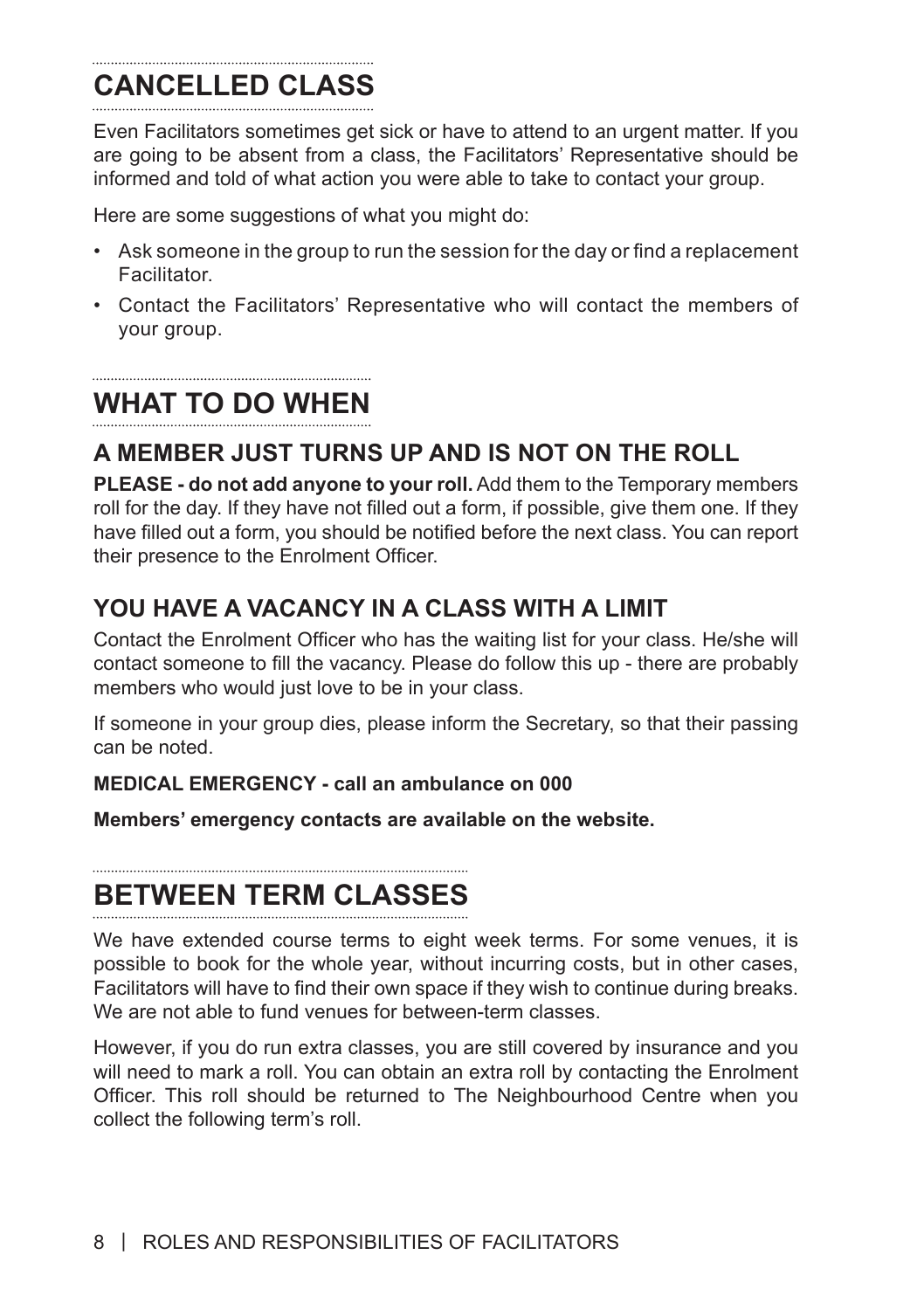## CANCELLED CLASS

Even Facilitators sometimes get sick or have to attend to an urgent matter. If you are going to be absent from a class, the Facilitators' Representative should be informed and told of what action you were able to take to contact your group.

Here are some suggestions of what you might do:

- Ask someone in the group to run the session for the day or find a replacement Facilitator.
- Contact the Facilitators' Representative who will contact the members of your group.

## WHAT TO DO WHEN

### A MEMBER JUST TURNS UP AND IS NOT ON THE ROLL

**PLEASE - do not add anyone to your roll.** Add them to the Temporary members roll for the day. If they have not filled out a form, if possible, give them one. If they have filled out a form, you should be notified before the next class. You can report their presence to the Enrolment Officer.

### YOU HAVE A VACANCY IN A CLASS WITH A LIMIT

Contact the Enrolment Officer who has the waiting list for your class. He/she will contact someone to fill the vacancy. Please do follow this up - there are probably members who would just love to be in your class.

If someone in your group dies, please inform the Secretary, so that their passing can be noted.

**MEDICAL EMERGENCY - call an ambulance on 000**

**Members' emergency contacts are available on the website.**

## BETWEEN TERM CLASSES

We have extended course terms to eight week terms. For some venues, it is possible to book for the whole year, without incurring costs, but in other cases, Facilitators will have to find their own space if they wish to continue during breaks. We are not able to fund venues for between-term classes.

However, if you do run extra classes, you are still covered by insurance and you will need to mark a roll. You can obtain an extra roll by contacting the Enrolment Officer. This roll should be returned to The Neighbourhood Centre when you collect the following term's roll.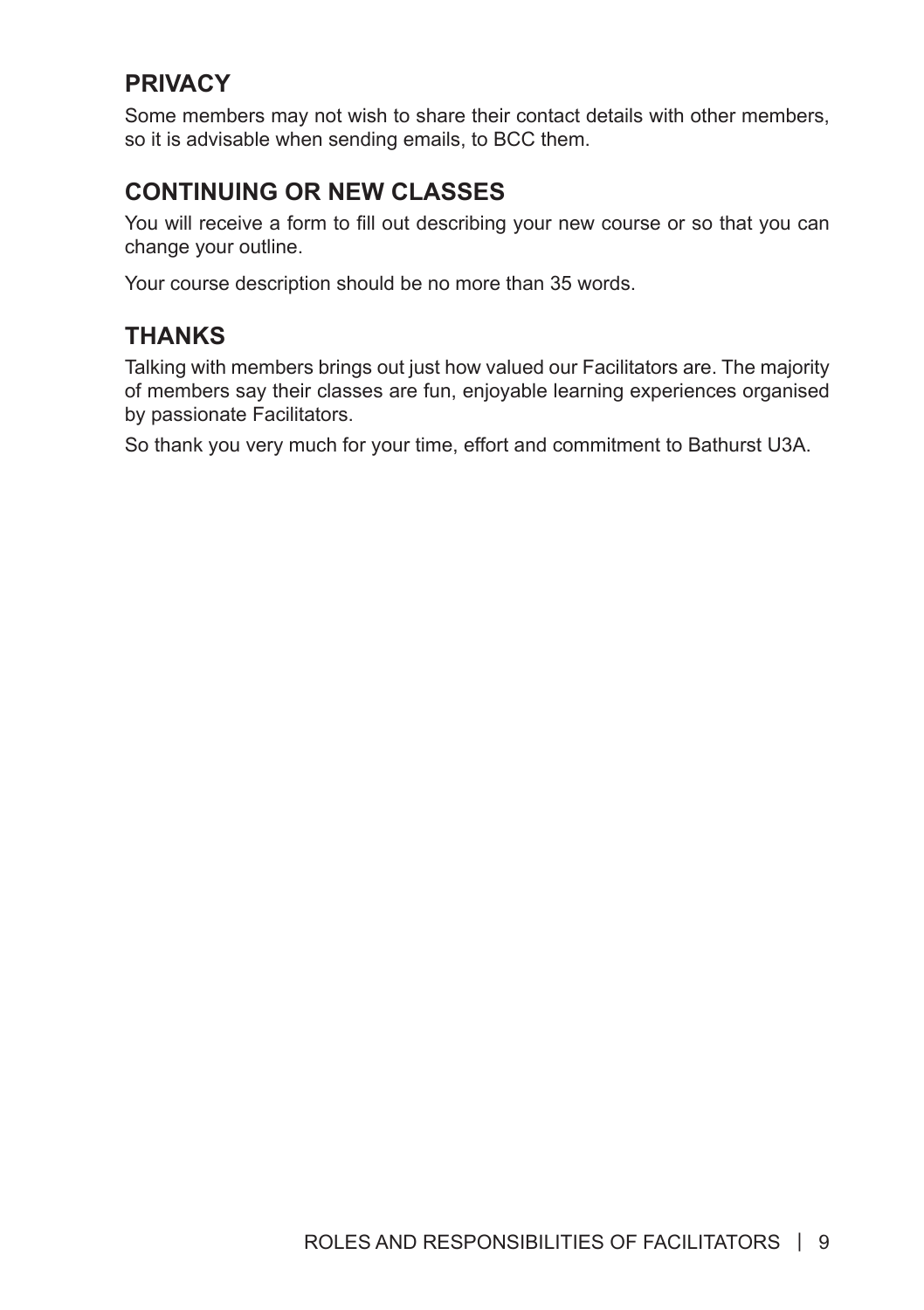## PRIVACY

Some members may not wish to share their contact details with other members, so it is advisable when sending emails, to BCC them.

## CONTINUING OR NEW CLASSES

You will receive a form to fill out describing your new course or so that you can change your outline.

Your course description should be no more than 35 words.

## THANKS

Talking with members brings out just how valued our Facilitators are. The majority of members say their classes are fun, enjoyable learning experiences organised by passionate Facilitators.

So thank you very much for your time, effort and commitment to Bathurst U3A.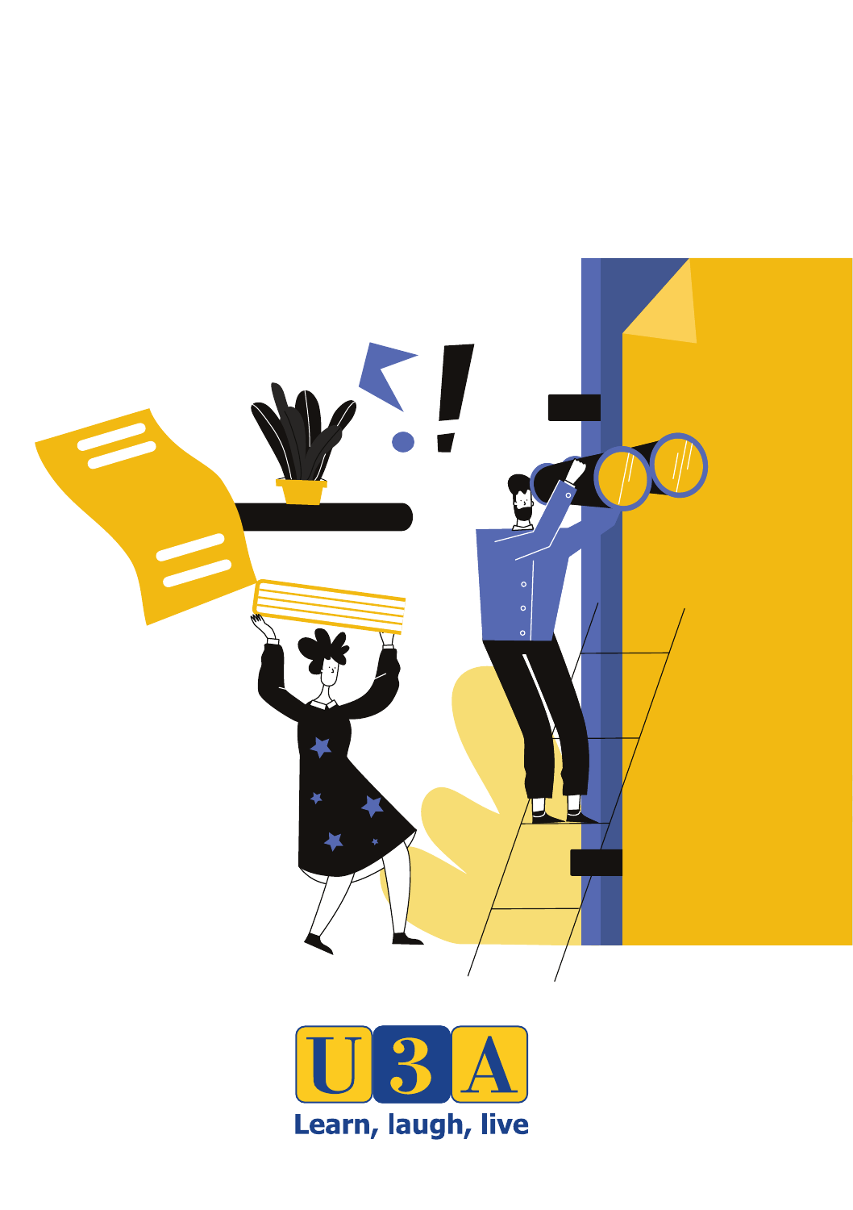U3A

Learn, laugh, live